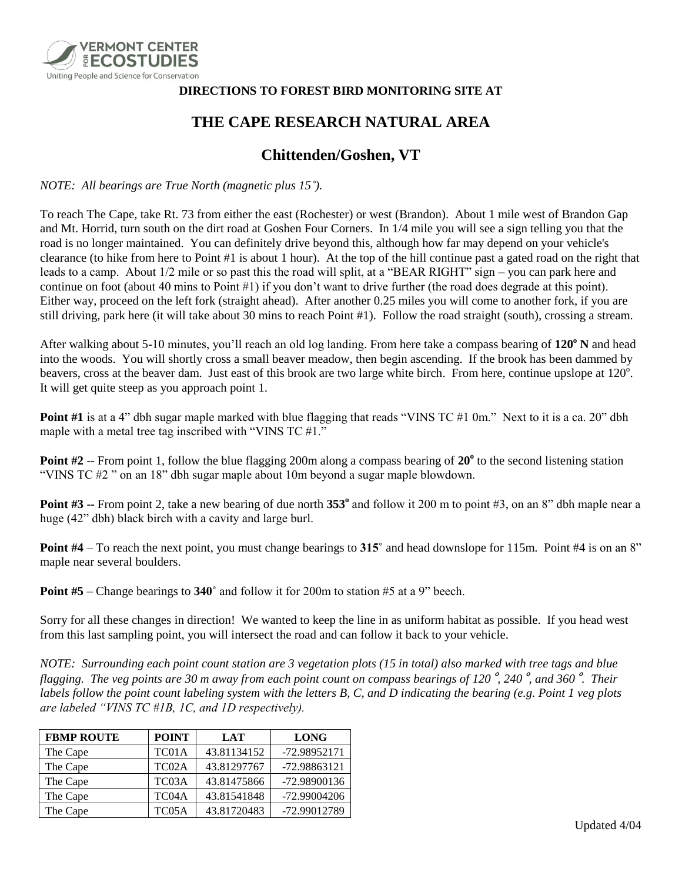VERMONT CENTER FOR ECOSTUDIES
Uniting People and Science for Conservation

**DIRECTIONS TO FOREST BIRD MONITORING SITE AT**

# THE CAPE RESEARCH NATURAL AREA

## Chittenden/Goshen, VT

*NOTE: All bearings are True North (magnetic plus 15˚).*

To reach The Cape, take Rt. 73 from either the east (Rochester) or west (Brandon). About 1 mile west of Brandon Gap and Mt. Horrid, turn south on the dirt road at Goshen Four Corners. In 1/4 mile you will see a sign telling you that the road is no longer maintained. You can definitely drive beyond this, although how far may depend on your vehicle's clearance (to hike from here to Point #1 is about 1 hour). At the top of the hill continue past a gated road on the right that leads to a camp. About 1/2 mile or so past this the road will split, at a "BEAR RIGHT" sign – you can park here and continue on foot (about 40 mins to Point #1) if you don't want to drive further (the road does degrade at this point). Either way, proceed on the left fork (straight ahead). After another 0.25 miles you will come to another fork, if you are still driving, park here (it will take about 30 mins to reach Point #1). Follow the road straight (south), crossing a stream.

After walking about 5-10 minutes, you'll reach an old log landing. From here take a compass bearing of **120º N** and head into the woods. You will shortly cross a small beaver meadow, then begin ascending. If the brook has been dammed by beavers, cross at the beaver dam. Just east of this brook are two large white birch. From here, continue upslope at 120º. It will get quite steep as you approach point 1.

**Point #1** is at a 4" dbh sugar maple marked with blue flagging that reads "VINS TC #1 0m." Next to it is a ca. 20" dbh maple with a metal tree tag inscribed with "VINS TC #1."

**Point #2** -- From point 1, follow the blue flagging 200m along a compass bearing of **20º** to the second listening station "VINS TC #2 " on an 18" dbh sugar maple about 10m beyond a sugar maple blowdown.

**Point #3** -- From point 2, take a new bearing of due north **353º** and follow it 200 m to point #3, on an 8" dbh maple near a huge (42" dbh) black birch with a cavity and large burl.

**Point #4** – To reach the next point, you must change bearings to **315˚** and head downslope for 115m. Point #4 is on an 8" maple near several boulders.

**Point #5** – Change bearings to **340˚** and follow it for 200m to station #5 at a 9" beech.

Sorry for all these changes in direction! We wanted to keep the line in as uniform habitat as possible. If you head west from this last sampling point, you will intersect the road and can follow it back to your vehicle.

*NOTE: Surrounding each point count station are 3 vegetation plots (15 in total) also marked with tree tags and blue flagging. The veg points are 30 m away from each point count on compass bearings of 120˚, 240˚, and 360˚. Their labels follow the point count labeling system with the letters B, C, and D indicating the bearing (e.g. Point 1 veg plots are labeled "VINS TC #1B, 1C, and 1D respectively).*

| FBMP ROUTE | POINT | LAT | LONG |
|---|---|---|---|
| The Cape | TC01A | 43.81134152 | -72.98952171 |
| The Cape | TC02A | 43.81297767 | -72.98863121 |
| The Cape | TC03A | 43.81475866 | -72.98900136 |
| The Cape | TC04A | 43.81541848 | -72.99004206 |
| The Cape | TC05A | 43.81720483 | -72.99012789 |

Updated 4/04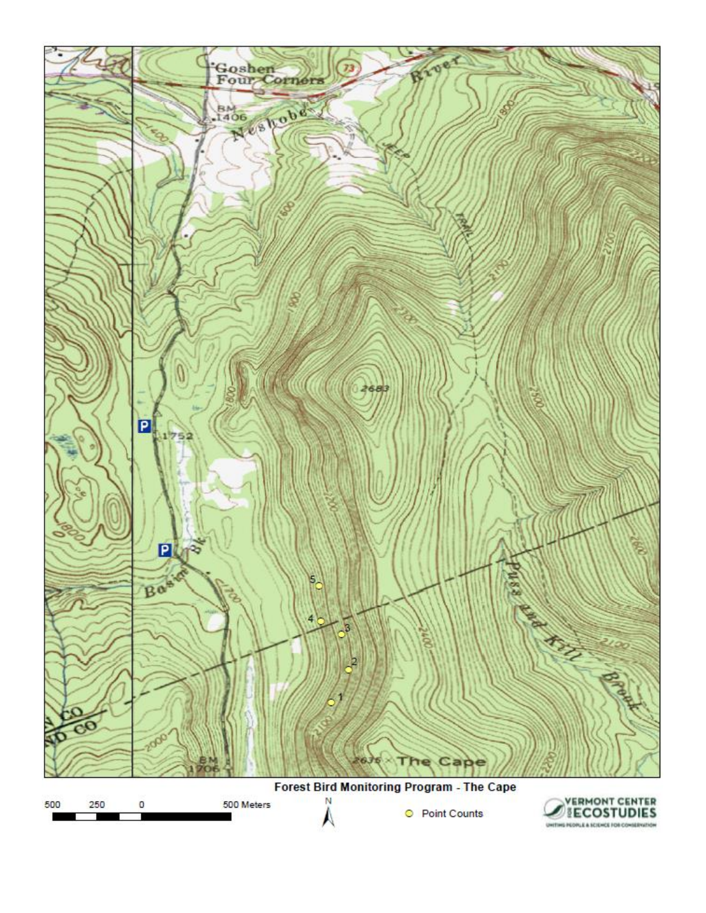Goshen Four Corners

73

River

BM 1406

Neshobe

JEEP

TRAIL

1400

1600

1800

1900

2100

2300

2700

2683

1752

1800

2200

2400

2300

2100

2600

Basin Bk

1700

Puss and Kill Brook

5

4

3

2

1

2100

2000

BM 1706

2635 × The Cape

Forest Bird Monitoring Program - The Cape

500 250 0 500 Meters

N

Point Counts

VERMONT CENTER FOR ECOSTUDIES

UNITING PEOPLE & SCIENCE FOR CONSERVATION